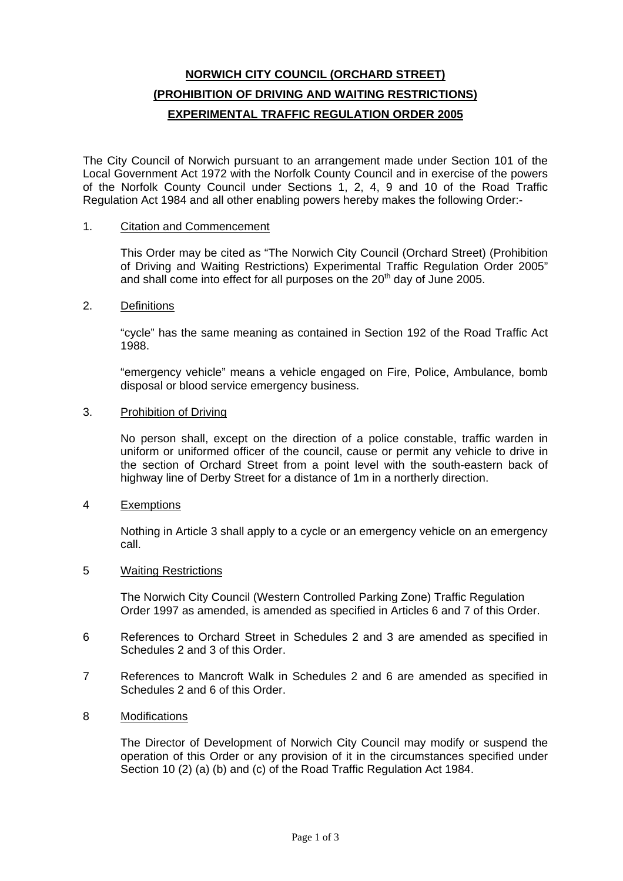# NORWICH CITY COUNCIL (ORCHARD STREET)
# (PROHIBITION OF DRIVING AND WAITING RESTRICTIONS)
# EXPERIMENTAL TRAFFIC REGULATION ORDER 2005

The City Council of Norwich pursuant to an arrangement made under Section 101 of the Local Government Act 1972 with the Norfolk County Council and in exercise of the powers of the Norfolk County Council under Sections 1, 2, 4, 9 and 10 of the Road Traffic Regulation Act 1984 and all other enabling powers hereby makes the following Order:-

1. Citation and Commencement

   This Order may be cited as "The Norwich City Council (Orchard Street) (Prohibition of Driving and Waiting Restrictions) Experimental Traffic Regulation Order 2005" and shall come into effect for all purposes on the 20th day of June 2005.

2. Definitions

   "cycle" has the same meaning as contained in Section 192 of the Road Traffic Act 1988.

   "emergency vehicle" means a vehicle engaged on Fire, Police, Ambulance, bomb disposal or blood service emergency business.

3. Prohibition of Driving

   No person shall, except on the direction of a police constable, traffic warden in uniform or uniformed officer of the council, cause or permit any vehicle to drive in the section of Orchard Street from a point level with the south-eastern back of highway line of Derby Street for a distance of 1m in a northerly direction.

4 Exemptions

   Nothing in Article 3 shall apply to a cycle or an emergency vehicle on an emergency call.

5 Waiting Restrictions

   The Norwich City Council (Western Controlled Parking Zone) Traffic Regulation Order 1997 as amended, is amended as specified in Articles 6 and 7 of this Order.

6 References to Orchard Street in Schedules 2 and 3 are amended as specified in Schedules 2 and 3 of this Order.

7 References to Mancroft Walk in Schedules 2 and 6 are amended as specified in Schedules 2 and 6 of this Order.

8 Modifications

   The Director of Development of Norwich City Council may modify or suspend the operation of this Order or any provision of it in the circumstances specified under Section 10 (2) (a) (b) and (c) of the Road Traffic Regulation Act 1984.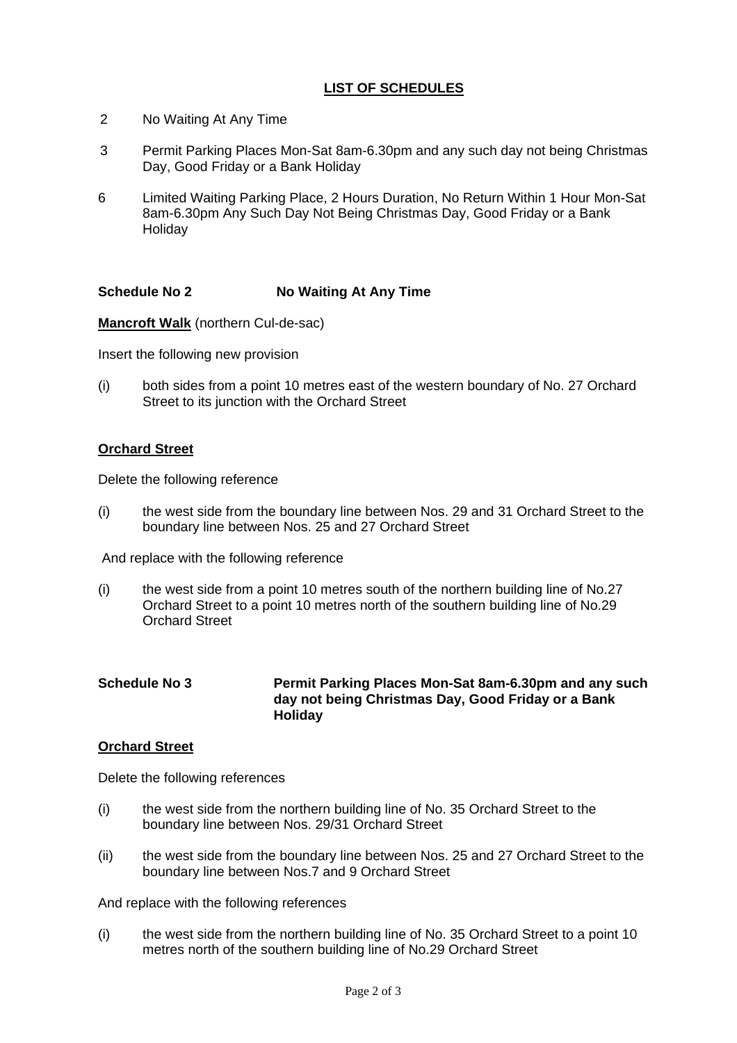## LIST OF SCHEDULES

2 No Waiting At Any Time

3 Permit Parking Places Mon-Sat 8am-6.30pm and any such day not being Christmas Day, Good Friday or a Bank Holiday

6 Limited Waiting Parking Place, 2 Hours Duration, No Return Within 1 Hour Mon-Sat 8am-6.30pm Any Such Day Not Being Christmas Day, Good Friday or a Bank Holiday

### Schedule No 2 No Waiting At Any Time

**Mancroft Walk** (northern Cul-de-sac)

Insert the following new provision

(i) both sides from a point 10 metres east of the western boundary of No. 27 Orchard Street to its junction with the Orchard Street

**Orchard Street**

Delete the following reference

(i) the west side from the boundary line between Nos. 29 and 31 Orchard Street to the boundary line between Nos. 25 and 27 Orchard Street

And replace with the following reference

(i) the west side from a point 10 metres south of the northern building line of No.27 Orchard Street to a point 10 metres north of the southern building line of No.29 Orchard Street

### Schedule No 3 Permit Parking Places Mon-Sat 8am-6.30pm and any such day not being Christmas Day, Good Friday or a Bank Holiday

**Orchard Street**

Delete the following references

(i) the west side from the northern building line of No. 35 Orchard Street to the boundary line between Nos. 29/31 Orchard Street

(ii) the west side from the boundary line between Nos. 25 and 27 Orchard Street to the boundary line between Nos.7 and 9 Orchard Street

And replace with the following references

(i) the west side from the northern building line of No. 35 Orchard Street to a point 10 metres north of the southern building line of No.29 Orchard Street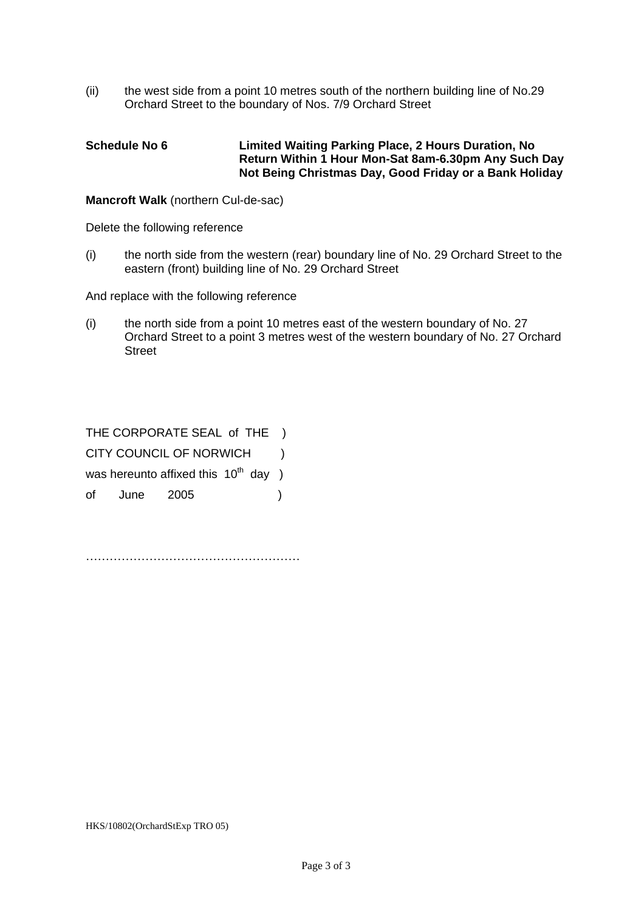(ii) the west side from a point 10 metres south of the northern building line of No.29 Orchard Street to the boundary of Nos. 7/9 Orchard Street

**Schedule No 6 — Limited Waiting Parking Place, 2 Hours Duration, No Return Within 1 Hour Mon-Sat 8am-6.30pm Any Such Day Not Being Christmas Day, Good Friday or a Bank Holiday**

**Mancroft Walk** (northern Cul-de-sac)

Delete the following reference

(i) the north side from the western (rear) boundary line of No. 29 Orchard Street to the eastern (front) building line of No. 29 Orchard Street

And replace with the following reference

(i) the north side from a point 10 metres east of the western boundary of No. 27 Orchard Street to a point 3 metres west of the western boundary of No. 27 Orchard Street

THE CORPORATE SEAL of THE )
CITY COUNCIL OF NORWICH )
was hereunto affixed this 10th day )
of June 2005 )

……………………………………………

HKS/10802(OrchardStExp TRO 05)